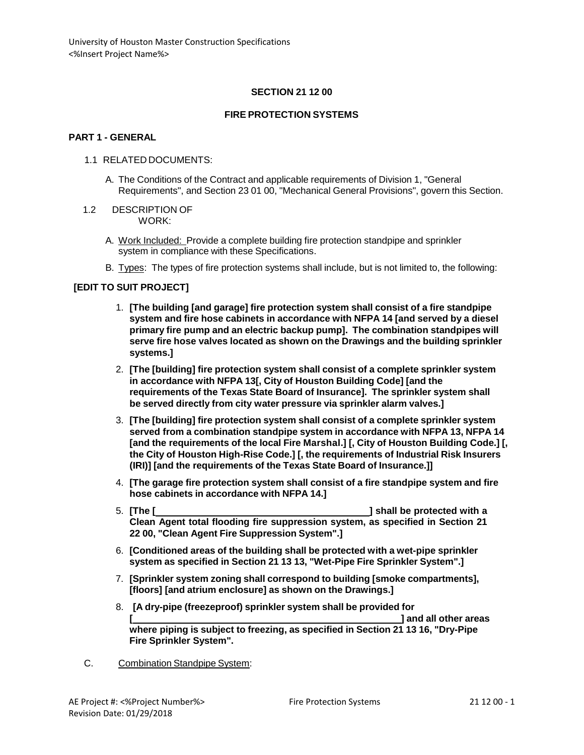## SECTION 21 12 00

## FIRE PROTECTION SYSTEMS

### PART 1 - GENERAL

1.1 RELATED DOCUMENTS:

A. The Conditions of the Contract and applicable requirements of Division 1, "General Requirements", and Section 23 01 00, "Mechanical General Provisions", govern this Section.

1.2 DESCRIPTION OF WORK:

A. Work Included: Provide a complete building fire protection standpipe and sprinkler system in compliance with these Specifications.

B. Types: The types of fire protection systems shall include, but is not limited to, the following:

**[EDIT TO SUIT PROJECT]**

1. **[The building [and garage] fire protection system shall consist of a fire standpipe system and fire hose cabinets in accordance with NFPA 14 [and served by a diesel primary fire pump and an electric backup pump]. The combination standpipes will serve fire hose valves located as shown on the Drawings and the building sprinkler systems.]**
2. **[The [building] fire protection system shall consist of a complete sprinkler system in accordance with NFPA 13[, City of Houston Building Code] [and the requirements of the Texas State Board of Insurance]. The sprinkler system shall be served directly from city water pressure via sprinkler alarm valves.]**
3. **[The [building] fire protection system shall consist of a complete sprinkler system served from a combination standpipe system in accordance with NFPA 13, NFPA 14 [and the requirements of the local Fire Marshal.] [, City of Houston Building Code.] [, the City of Houston High-Rise Code.] [, the requirements of Industrial Risk Insurers (IRI)] [and the requirements of the Texas State Board of Insurance.]]**
4. **[The garage fire protection system shall consist of a fire standpipe system and fire hose cabinets in accordance with NFPA 14.]**
5. **[The [\_\_\_\_\_\_\_\_\_\_\_\_\_\_\_\_\_\_\_\_\_\_\_\_\_\_\_\_\_\_\_\_\_\_\_\_] shall be protected with a Clean Agent total flooding fire suppression system, as specified in Section 21 22 00, "Clean Agent Fire Suppression System".]**
6. **[Conditioned areas of the building shall be protected with a wet-pipe sprinkler system as specified in Section 21 13 13, "Wet-Pipe Fire Sprinkler System".]**
7. **[Sprinkler system zoning shall correspond to building [smoke compartments], [floors] [and atrium enclosure] as shown on the Drawings.]**
8. **[A dry-pipe (freezeproof) sprinkler system shall be provided for [\_\_\_\_\_\_\_\_\_\_\_\_\_\_\_\_\_\_\_\_\_\_\_\_\_\_\_\_\_\_\_\_\_\_\_\_\_\_\_\_\_\_\_\_] and all other areas where piping is subject to freezing, as specified in Section 21 13 16, "Dry-Pipe Fire Sprinkler System".**

C. Combination Standpipe System: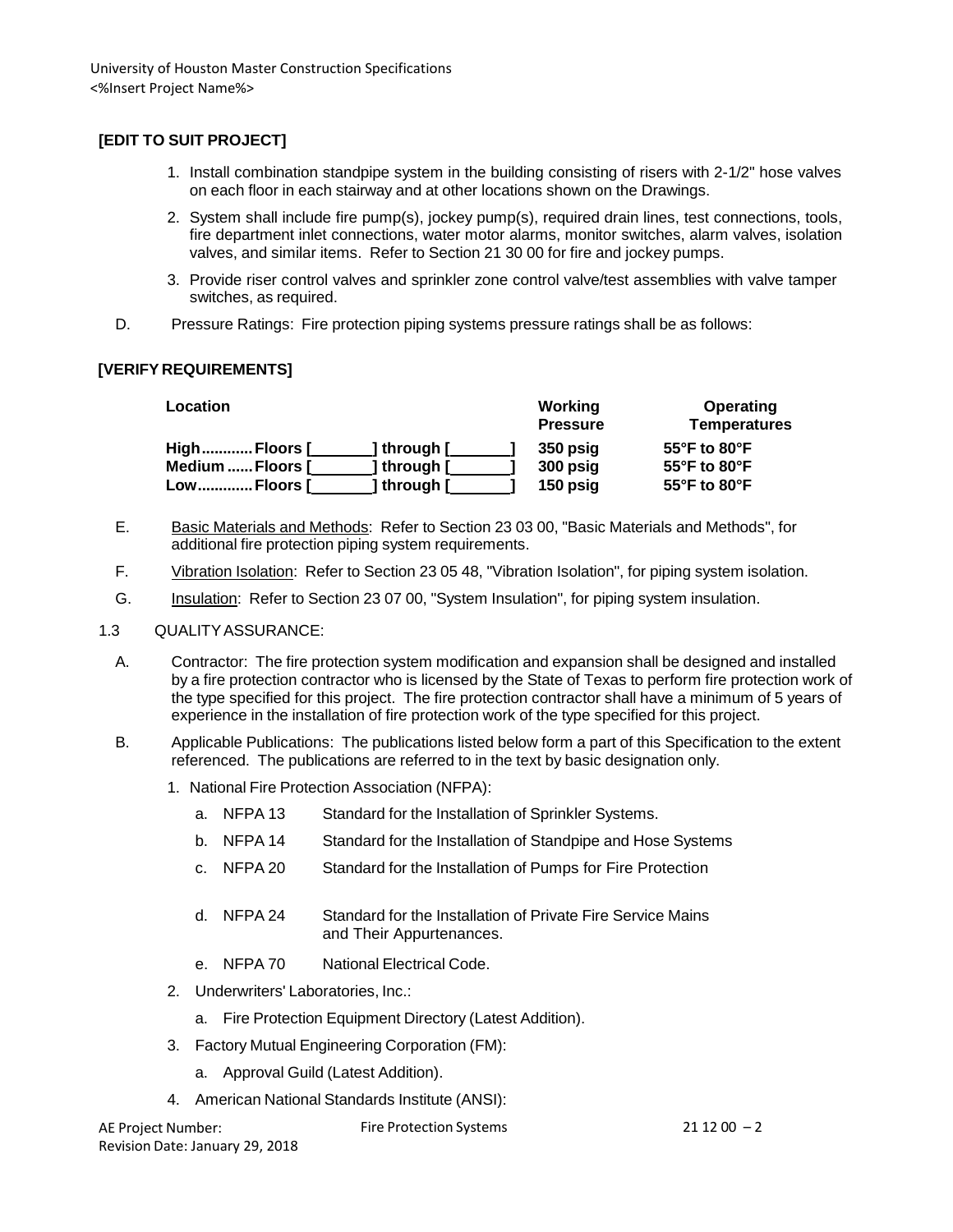**[EDIT TO SUIT PROJECT]**

1. Install combination standpipe system in the building consisting of risers with 2-1/2" hose valves on each floor in each stairway and at other locations shown on the Drawings.
2. System shall include fire pump(s), jockey pump(s), required drain lines, test connections, tools, fire department inlet connections, water motor alarms, monitor switches, alarm valves, isolation valves, and similar items. Refer to Section 21 30 00 for fire and jockey pumps.
3. Provide riser control valves and sprinkler zone control valve/test assemblies with valve tamper switches, as required.

D. Pressure Ratings: Fire protection piping systems pressure ratings shall be as follows:

**[VERIFY REQUIREMENTS]**

| Location | Working Pressure | Operating Temperatures |
|---|---|---|
| **High............Floors [_______] through [_______]** | **350 psig** | **55°F to 80°F** |
| **Medium ......Floors [_______] through [_______]** | **300 psig** | **55°F to 80°F** |
| **Low.............Floors [_______] through [_______]** | **150 psig** | **55°F to 80°F** |

E. Basic Materials and Methods: Refer to Section 23 03 00, "Basic Materials and Methods", for additional fire protection piping system requirements.

F. Vibration Isolation: Refer to Section 23 05 48, "Vibration Isolation", for piping system isolation.

G. Insulation: Refer to Section 23 07 00, "System Insulation", for piping system insulation.

1.3 QUALITY ASSURANCE:

A. Contractor: The fire protection system modification and expansion shall be designed and installed by a fire protection contractor who is licensed by the State of Texas to perform fire protection work of the type specified for this project. The fire protection contractor shall have a minimum of 5 years of experience in the installation of fire protection work of the type specified for this project.

B. Applicable Publications: The publications listed below form a part of this Specification to the extent referenced. The publications are referred to in the text by basic designation only.

1. National Fire Protection Association (NFPA):
   - a. NFPA 13 Standard for the Installation of Sprinkler Systems.
   - b. NFPA 14 Standard for the Installation of Standpipe and Hose Systems
   - c. NFPA 20 Standard for the Installation of Pumps for Fire Protection
   - d. NFPA 24 Standard for the Installation of Private Fire Service Mains and Their Appurtenances.
   - e. NFPA 70 National Electrical Code.
2. Underwriters' Laboratories, Inc.:
   - a. Fire Protection Equipment Directory (Latest Addition).
3. Factory Mutual Engineering Corporation (FM):
   - a. Approval Guild (Latest Addition).
4. American National Standards Institute (ANSI):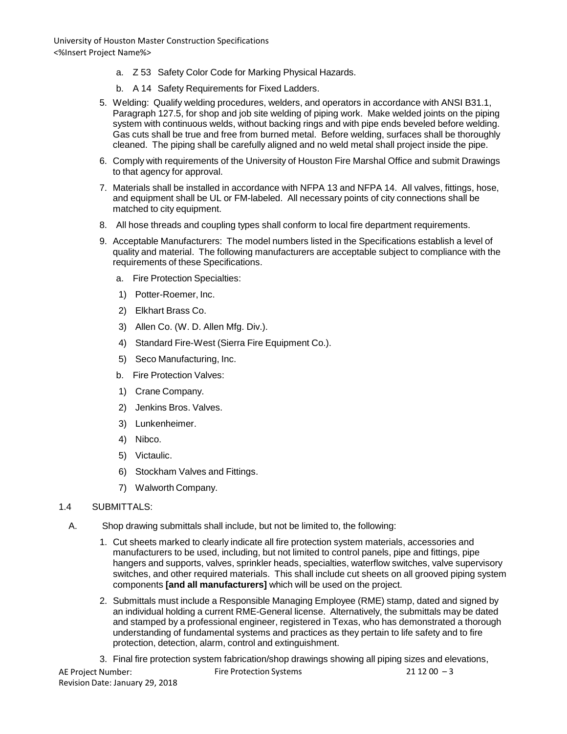a. Z 53 Safety Color Code for Marking Physical Hazards.

b. A 14 Safety Requirements for Fixed Ladders.

5. Welding: Qualify welding procedures, welders, and operators in accordance with ANSI B31.1, Paragraph 127.5, for shop and job site welding of piping work. Make welded joints on the piping system with continuous welds, without backing rings and with pipe ends beveled before welding. Gas cuts shall be true and free from burned metal. Before welding, surfaces shall be thoroughly cleaned. The piping shall be carefully aligned and no weld metal shall project inside the pipe.

6. Comply with requirements of the University of Houston Fire Marshal Office and submit Drawings to that agency for approval.

7. Materials shall be installed in accordance with NFPA 13 and NFPA 14. All valves, fittings, hose, and equipment shall be UL or FM-labeled. All necessary points of city connections shall be matched to city equipment.

8. All hose threads and coupling types shall conform to local fire department requirements.

9. Acceptable Manufacturers: The model numbers listed in the Specifications establish a level of quality and material. The following manufacturers are acceptable subject to compliance with the requirements of these Specifications.

   a. Fire Protection Specialties:

      1) Potter-Roemer, Inc.

      2) Elkhart Brass Co.

      3) Allen Co. (W. D. Allen Mfg. Div.).

      4) Standard Fire-West (Sierra Fire Equipment Co.).

      5) Seco Manufacturing, Inc.

   b. Fire Protection Valves:

      1) Crane Company.

      2) Jenkins Bros. Valves.

      3) Lunkenheimer.

      4) Nibco.

      5) Victaulic.

      6) Stockham Valves and Fittings.

      7) Walworth Company.

## 1.4 SUBMITTALS:

A. Shop drawing submittals shall include, but not be limited to, the following:

1. Cut sheets marked to clearly indicate all fire protection system materials, accessories and manufacturers to be used, including, but not limited to control panels, pipe and fittings, pipe hangers and supports, valves, sprinkler heads, specialties, waterflow switches, valve supervisory switches, and other required materials. This shall include cut sheets on all grooved piping system components **[and all manufacturers]** which will be used on the project.

2. Submittals must include a Responsible Managing Employee (RME) stamp, dated and signed by an individual holding a current RME-General license. Alternatively, the submittals may be dated and stamped by a professional engineer, registered in Texas, who has demonstrated a thorough understanding of fundamental systems and practices as they pertain to life safety and to fire protection, detection, alarm, control and extinguishment.

3. Final fire protection system fabrication/shop drawings showing all piping sizes and elevations,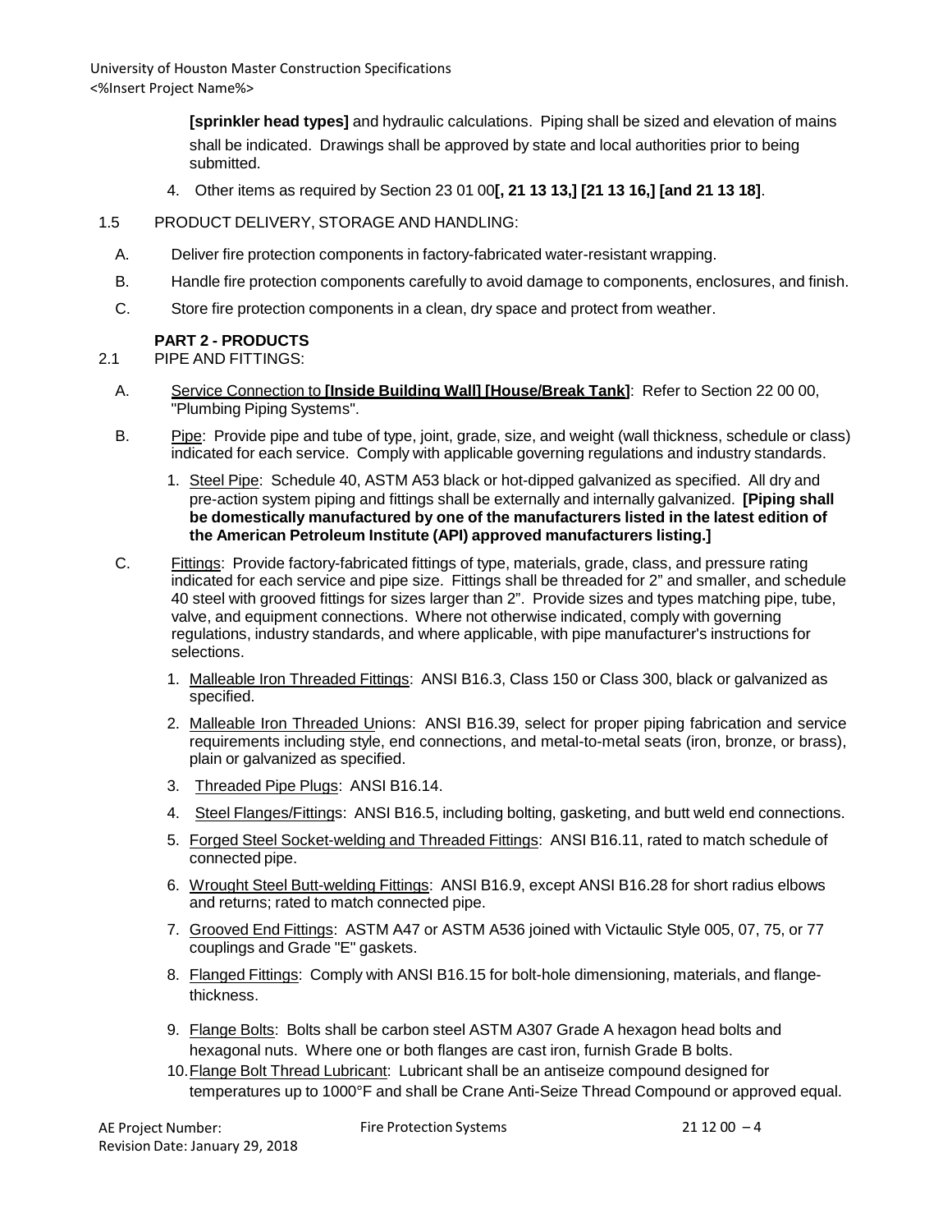**[sprinkler head types]** and hydraulic calculations. Piping shall be sized and elevation of mains shall be indicated. Drawings shall be approved by state and local authorities prior to being submitted.

4. Other items as required by Section 23 01 00**[, 21 13 13,] [21 13 16,] [and 21 13 18]**.

1.5 PRODUCT DELIVERY, STORAGE AND HANDLING:

A. Deliver fire protection components in factory-fabricated water-resistant wrapping.

B. Handle fire protection components carefully to avoid damage to components, enclosures, and finish.

C. Store fire protection components in a clean, dry space and protect from weather.

## PART 2 - PRODUCTS

2.1 PIPE AND FITTINGS:

A. Service Connection to **[Inside Building Wall] [House/Break Tank]**: Refer to Section 22 00 00, "Plumbing Piping Systems".

B. Pipe: Provide pipe and tube of type, joint, grade, size, and weight (wall thickness, schedule or class) indicated for each service. Comply with applicable governing regulations and industry standards.

1. Steel Pipe: Schedule 40, ASTM A53 black or hot-dipped galvanized as specified. All dry and pre-action system piping and fittings shall be externally and internally galvanized. **[Piping shall be domestically manufactured by one of the manufacturers listed in the latest edition of the American Petroleum Institute (API) approved manufacturers listing.]**

C. Fittings: Provide factory-fabricated fittings of type, materials, grade, class, and pressure rating indicated for each service and pipe size. Fittings shall be threaded for 2" and smaller, and schedule 40 steel with grooved fittings for sizes larger than 2". Provide sizes and types matching pipe, tube, valve, and equipment connections. Where not otherwise indicated, comply with governing regulations, industry standards, and where applicable, with pipe manufacturer's instructions for selections.

1. Malleable Iron Threaded Fittings: ANSI B16.3, Class 150 or Class 300, black or galvanized as specified.
2. Malleable Iron Threaded Unions: ANSI B16.39, select for proper piping fabrication and service requirements including style, end connections, and metal-to-metal seats (iron, bronze, or brass), plain or galvanized as specified.
3. Threaded Pipe Plugs: ANSI B16.14.
4. Steel Flanges/Fittings: ANSI B16.5, including bolting, gasketing, and butt weld end connections.
5. Forged Steel Socket-welding and Threaded Fittings: ANSI B16.11, rated to match schedule of connected pipe.
6. Wrought Steel Butt-welding Fittings: ANSI B16.9, except ANSI B16.28 for short radius elbows and returns; rated to match connected pipe.
7. Grooved End Fittings: ASTM A47 or ASTM A536 joined with Victaulic Style 005, 07, 75, or 77 couplings and Grade "E" gaskets.
8. Flanged Fittings: Comply with ANSI B16.15 for bolt-hole dimensioning, materials, and flange-thickness.
9. Flange Bolts: Bolts shall be carbon steel ASTM A307 Grade A hexagon head bolts and hexagonal nuts. Where one or both flanges are cast iron, furnish Grade B bolts.
10. Flange Bolt Thread Lubricant: Lubricant shall be an antiseize compound designed for temperatures up to 1000°F and shall be Crane Anti-Seize Thread Compound or approved equal.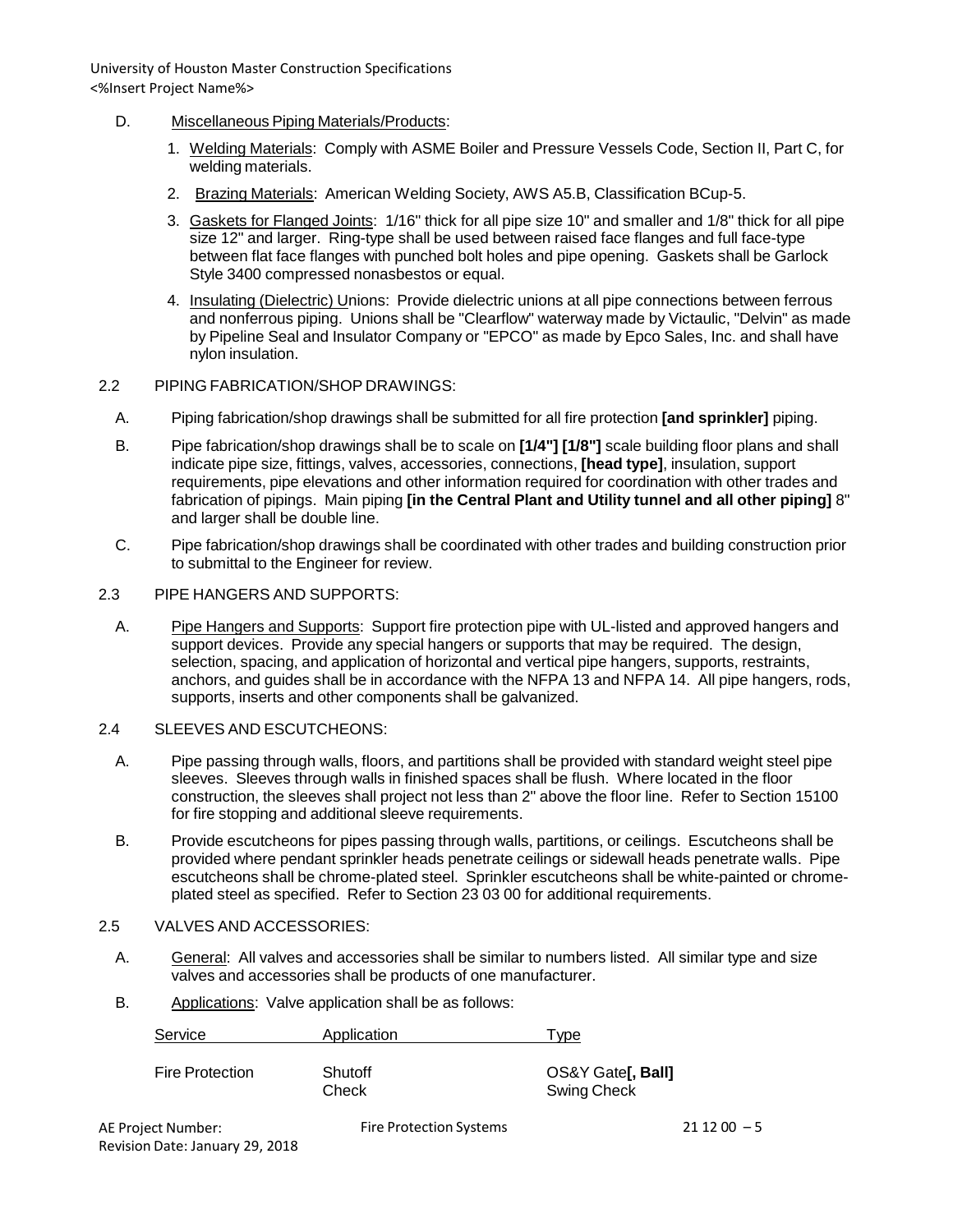D. Miscellaneous Piping Materials/Products:

1. Welding Materials: Comply with ASME Boiler and Pressure Vessels Code, Section II, Part C, for welding materials.
2. Brazing Materials: American Welding Society, AWS A5.B, Classification BCup-5.
3. Gaskets for Flanged Joints: 1/16" thick for all pipe size 10" and smaller and 1/8" thick for all pipe size 12" and larger. Ring-type shall be used between raised face flanges and full face-type between flat face flanges with punched bolt holes and pipe opening. Gaskets shall be Garlock Style 3400 compressed nonasbestos or equal.
4. Insulating (Dielectric) Unions: Provide dielectric unions at all pipe connections between ferrous and nonferrous piping. Unions shall be "Clearflow" waterway made by Victaulic, "Delvin" as made by Pipeline Seal and Insulator Company or "EPCO" as made by Epco Sales, Inc. and shall have nylon insulation.

## 2.2 PIPING FABRICATION/SHOP DRAWINGS:

A. Piping fabrication/shop drawings shall be submitted for all fire protection **[and sprinkler]** piping.

B. Pipe fabrication/shop drawings shall be to scale on **[1/4"] [1/8"]** scale building floor plans and shall indicate pipe size, fittings, valves, accessories, connections, **[head type]**, insulation, support requirements, pipe elevations and other information required for coordination with other trades and fabrication of pipings. Main piping **[in the Central Plant and Utility tunnel and all other piping]** 8" and larger shall be double line.

C. Pipe fabrication/shop drawings shall be coordinated with other trades and building construction prior to submittal to the Engineer for review.

## 2.3 PIPE HANGERS AND SUPPORTS:

A. Pipe Hangers and Supports: Support fire protection pipe with UL-listed and approved hangers and support devices. Provide any special hangers or supports that may be required. The design, selection, spacing, and application of horizontal and vertical pipe hangers, supports, restraints, anchors, and guides shall be in accordance with the NFPA 13 and NFPA 14. All pipe hangers, rods, supports, inserts and other components shall be galvanized.

## 2.4 SLEEVES AND ESCUTCHEONS:

A. Pipe passing through walls, floors, and partitions shall be provided with standard weight steel pipe sleeves. Sleeves through walls in finished spaces shall be flush. Where located in the floor construction, the sleeves shall project not less than 2" above the floor line. Refer to Section 15100 for fire stopping and additional sleeve requirements.

B. Provide escutcheons for pipes passing through walls, partitions, or ceilings. Escutcheons shall be provided where pendant sprinkler heads penetrate ceilings or sidewall heads penetrate walls. Pipe escutcheons shall be chrome-plated steel. Sprinkler escutcheons shall be white-painted or chrome-plated steel as specified. Refer to Section 23 03 00 for additional requirements.

## 2.5 VALVES AND ACCESSORIES:

A. General: All valves and accessories shall be similar to numbers listed. All similar type and size valves and accessories shall be products of one manufacturer.

B. Applications: Valve application shall be as follows:

| Service | Application | Type |
| --- | --- | --- |
| Fire Protection | Shutoff | OS&Y Gate**[, Ball]** |
| | Check | Swing Check |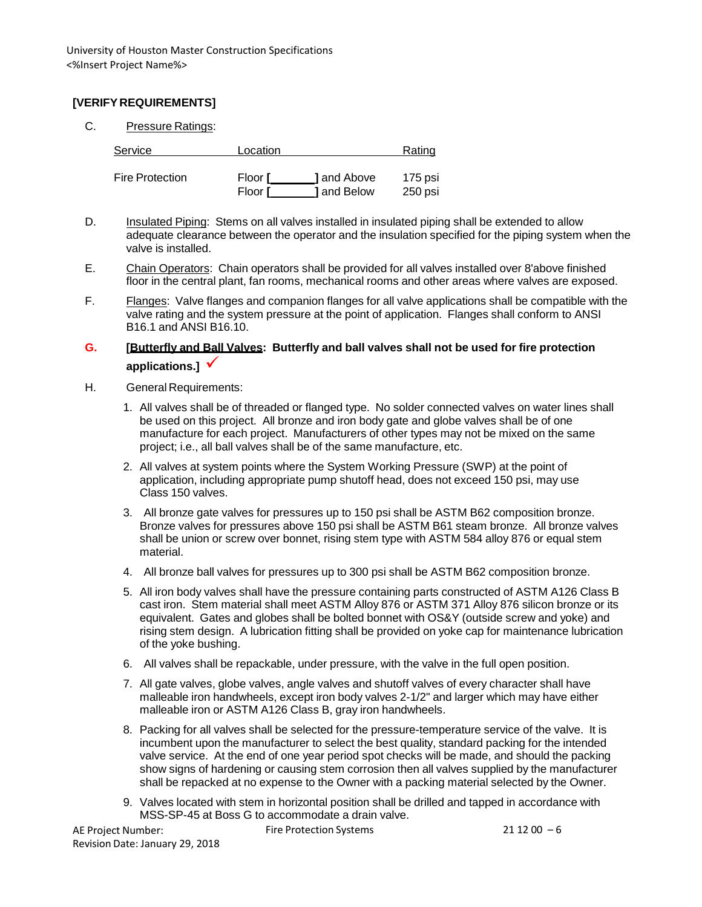**[VERIFY REQUIREMENTS]**

C. Pressure Ratings:

| Service | Location | Rating |
|---|---|---|
| Fire Protection | Floor [_______] and Above | 175 psi |
| | Floor [_______] and Below | 250 psi |

D. Insulated Piping: Stems on all valves installed in insulated piping shall be extended to allow adequate clearance between the operator and the insulation specified for the piping system when the valve is installed.

E. Chain Operators: Chain operators shall be provided for all valves installed over 8'above finished floor in the central plant, fan rooms, mechanical rooms and other areas where valves are exposed.

F. Flanges: Valve flanges and companion flanges for all valve applications shall be compatible with the valve rating and the system pressure at the point of application. Flanges shall conform to ANSI B16.1 and ANSI B16.10.

G. **[Butterfly and Ball Valves: Butterfly and ball valves shall not be used for fire protection applications.]** ✓

H. General Requirements:

1. All valves shall be of threaded or flanged type. No solder connected valves on water lines shall be used on this project. All bronze and iron body gate and globe valves shall be of one manufacture for each project. Manufacturers of other types may not be mixed on the same project; i.e., all ball valves shall be of the same manufacture, etc.
2. All valves at system points where the System Working Pressure (SWP) at the point of application, including appropriate pump shutoff head, does not exceed 150 psi, may use Class 150 valves.
3. All bronze gate valves for pressures up to 150 psi shall be ASTM B62 composition bronze. Bronze valves for pressures above 150 psi shall be ASTM B61 steam bronze. All bronze valves shall be union or screw over bonnet, rising stem type with ASTM 584 alloy 876 or equal stem material.
4. All bronze ball valves for pressures up to 300 psi shall be ASTM B62 composition bronze.
5. All iron body valves shall have the pressure containing parts constructed of ASTM A126 Class B cast iron. Stem material shall meet ASTM Alloy 876 or ASTM 371 Alloy 876 silicon bronze or its equivalent. Gates and globes shall be bolted bonnet with OS&Y (outside screw and yoke) and rising stem design. A lubrication fitting shall be provided on yoke cap for maintenance lubrication of the yoke bushing.
6. All valves shall be repackable, under pressure, with the valve in the full open position.
7. All gate valves, globe valves, angle valves and shutoff valves of every character shall have malleable iron handwheels, except iron body valves 2-1/2" and larger which may have either malleable iron or ASTM A126 Class B, gray iron handwheels.
8. Packing for all valves shall be selected for the pressure-temperature service of the valve. It is incumbent upon the manufacturer to select the best quality, standard packing for the intended valve service. At the end of one year period spot checks will be made, and should the packing show signs of hardening or causing stem corrosion then all valves supplied by the manufacturer shall be repacked at no expense to the Owner with a packing material selected by the Owner.
9. Valves located with stem in horizontal position shall be drilled and tapped in accordance with MSS-SP-45 at Boss G to accommodate a drain valve.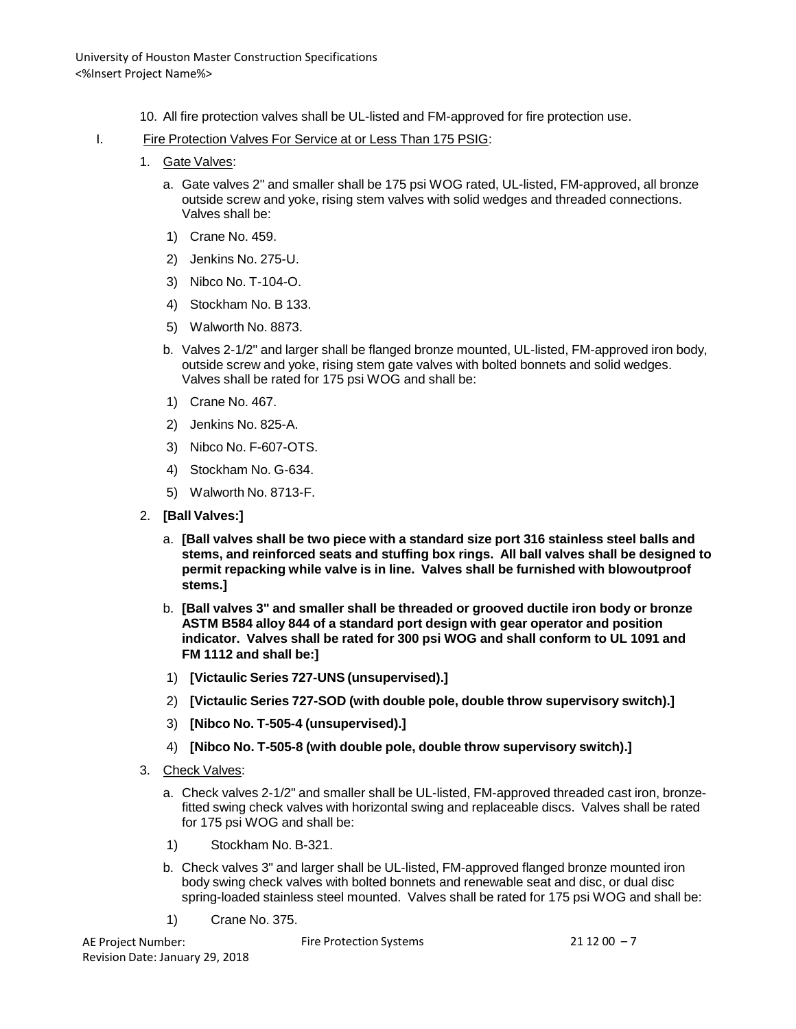10. All fire protection valves shall be UL-listed and FM-approved for fire protection use.

I. Fire Protection Valves For Service at or Less Than 175 PSIG:

1. Gate Valves:

   a. Gate valves 2" and smaller shall be 175 psi WOG rated, UL-listed, FM-approved, all bronze outside screw and yoke, rising stem valves with solid wedges and threaded connections. Valves shall be:

      1) Crane No. 459.
      2) Jenkins No. 275-U.
      3) Nibco No. T-104-O.
      4) Stockham No. B 133.
      5) Walworth No. 8873.

   b. Valves 2-1/2" and larger shall be flanged bronze mounted, UL-listed, FM-approved iron body, outside screw and yoke, rising stem gate valves with bolted bonnets and solid wedges. Valves shall be rated for 175 psi WOG and shall be:

      1) Crane No. 467.
      2) Jenkins No. 825-A.
      3) Nibco No. F-607-OTS.
      4) Stockham No. G-634.
      5) Walworth No. 8713-F.

2. **[Ball Valves:]**

   a. **[Ball valves shall be two piece with a standard size port 316 stainless steel balls and stems, and reinforced seats and stuffing box rings. All ball valves shall be designed to permit repacking while valve is in line. Valves shall be furnished with blowoutproof stems.]**

   b. **[Ball valves 3" and smaller shall be threaded or grooved ductile iron body or bronze ASTM B584 alloy 844 of a standard port design with gear operator and position indicator. Valves shall be rated for 300 psi WOG and shall conform to UL 1091 and FM 1112 and shall be:]**

      1) **[Victaulic Series 727-UNS (unsupervised).]**
      2) **[Victaulic Series 727-SOD (with double pole, double throw supervisory switch).]**
      3) **[Nibco No. T-505-4 (unsupervised).]**
      4) **[Nibco No. T-505-8 (with double pole, double throw supervisory switch).]**

3. Check Valves:

   a. Check valves 2-1/2" and smaller shall be UL-listed, FM-approved threaded cast iron, bronze-fitted swing check valves with horizontal swing and replaceable discs. Valves shall be rated for 175 psi WOG and shall be:

      1) Stockham No. B-321.

   b. Check valves 3" and larger shall be UL-listed, FM-approved flanged bronze mounted iron body swing check valves with bolted bonnets and renewable seat and disc, or dual disc spring-loaded stainless steel mounted. Valves shall be rated for 175 psi WOG and shall be:

      1) Crane No. 375.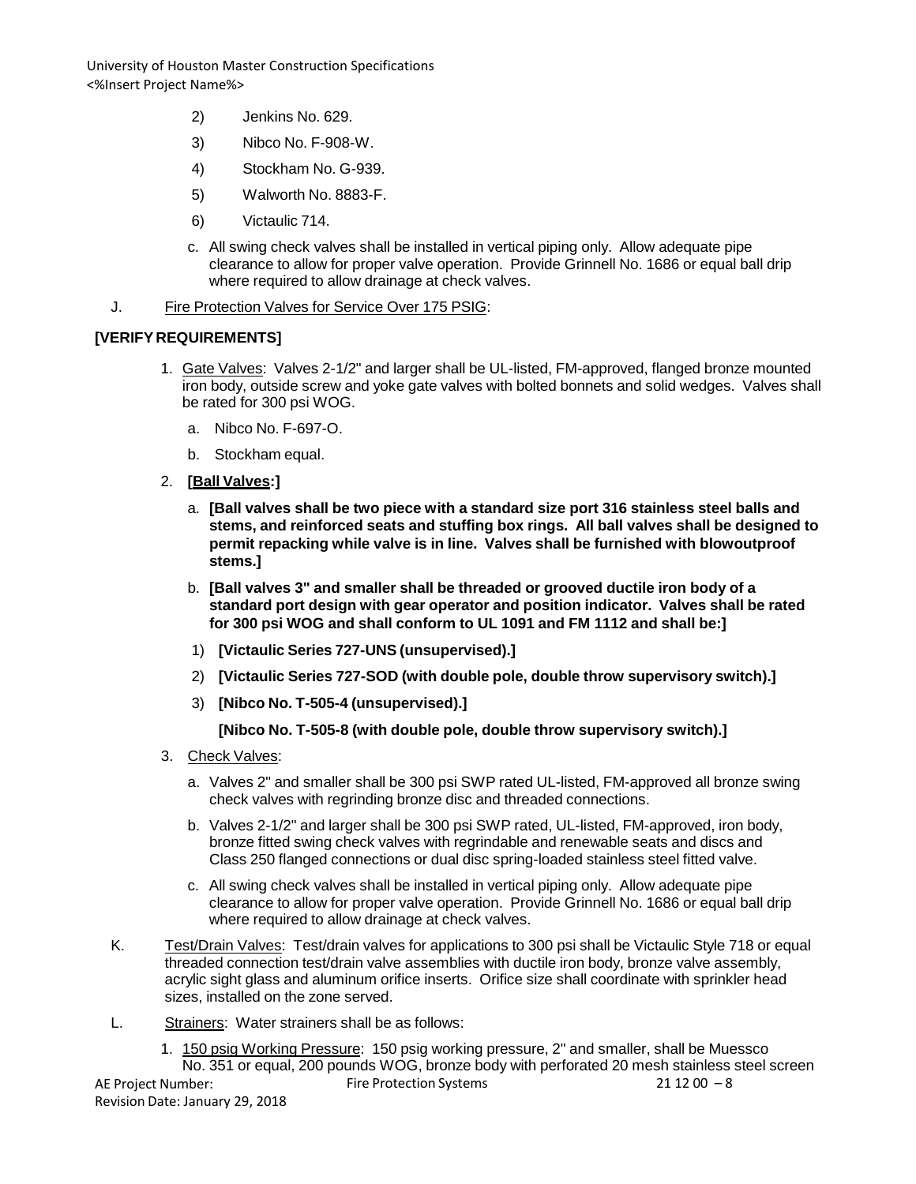2) Jenkins No. 629.

3) Nibco No. F-908-W.

4) Stockham No. G-939.

5) Walworth No. 8883-F.

6) Victaulic 714.

c. All swing check valves shall be installed in vertical piping only. Allow adequate pipe clearance to allow for proper valve operation. Provide Grinnell No. 1686 or equal ball drip where required to allow drainage at check valves.

J. Fire Protection Valves for Service Over 175 PSIG:

**[VERIFY REQUIREMENTS]**

1. Gate Valves: Valves 2-1/2" and larger shall be UL-listed, FM-approved, flanged bronze mounted iron body, outside screw and yoke gate valves with bolted bonnets and solid wedges. Valves shall be rated for 300 psi WOG.

   a. Nibco No. F-697-O.

   b. Stockham equal.

2. **[Ball Valves:]**

   a. **[Ball valves shall be two piece with a standard size port 316 stainless steel balls and stems, and reinforced seats and stuffing box rings. All ball valves shall be designed to permit repacking while valve is in line. Valves shall be furnished with blowoutproof stems.]**

   b. **[Ball valves 3" and smaller shall be threaded or grooved ductile iron body of a standard port design with gear operator and position indicator. Valves shall be rated for 300 psi WOG and shall conform to UL 1091 and FM 1112 and shall be:]**

   1) **[Victaulic Series 727-UNS (unsupervised).]**

   2) **[Victaulic Series 727-SOD (with double pole, double throw supervisory switch).]**

   3) **[Nibco No. T-505-4 (unsupervised).]**

   **[Nibco No. T-505-8 (with double pole, double throw supervisory switch).]**

3. Check Valves:

   a. Valves 2" and smaller shall be 300 psi SWP rated UL-listed, FM-approved all bronze swing check valves with regrinding bronze disc and threaded connections.

   b. Valves 2-1/2" and larger shall be 300 psi SWP rated, UL-listed, FM-approved, iron body, bronze fitted swing check valves with regrindable and renewable seats and discs and Class 250 flanged connections or dual disc spring-loaded stainless steel fitted valve.

   c. All swing check valves shall be installed in vertical piping only. Allow adequate pipe clearance to allow for proper valve operation. Provide Grinnell No. 1686 or equal ball drip where required to allow drainage at check valves.

K. Test/Drain Valves: Test/drain valves for applications to 300 psi shall be Victaulic Style 718 or equal threaded connection test/drain valve assemblies with ductile iron body, bronze valve assembly, acrylic sight glass and aluminum orifice inserts. Orifice size shall coordinate with sprinkler head sizes, installed on the zone served.

L. Strainers: Water strainers shall be as follows:

1. 150 psig Working Pressure: 150 psig working pressure, 2" and smaller, shall be Muessco No. 351 or equal, 200 pounds WOG, bronze body with perforated 20 mesh stainless steel screen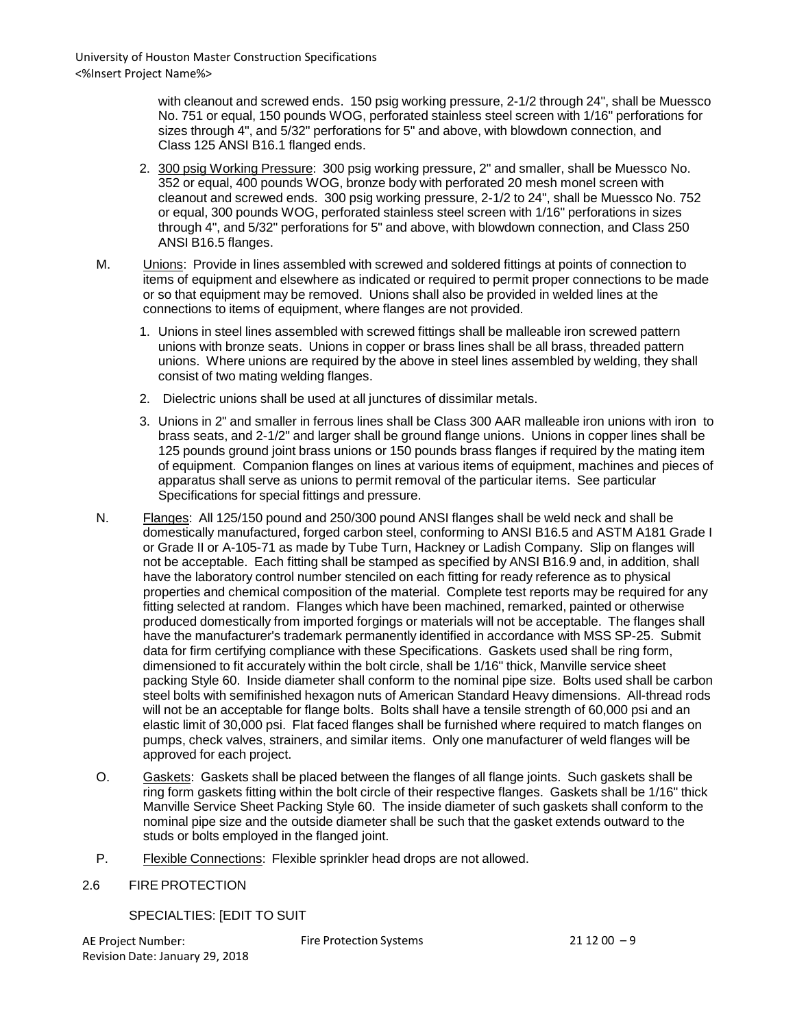with cleanout and screwed ends. 150 psig working pressure, 2-1/2 through 24", shall be Muessco No. 751 or equal, 150 pounds WOG, perforated stainless steel screen with 1/16" perforations for sizes through 4", and 5/32" perforations for 5" and above, with blowdown connection, and Class 125 ANSI B16.1 flanged ends.

2. 300 psig Working Pressure: 300 psig working pressure, 2" and smaller, shall be Muessco No. 352 or equal, 400 pounds WOG, bronze body with perforated 20 mesh monel screen with cleanout and screwed ends. 300 psig working pressure, 2-1/2 to 24", shall be Muessco No. 752 or equal, 300 pounds WOG, perforated stainless steel screen with 1/16" perforations in sizes through 4", and 5/32" perforations for 5" and above, with blowdown connection, and Class 250 ANSI B16.5 flanges.

M. Unions: Provide in lines assembled with screwed and soldered fittings at points of connection to items of equipment and elsewhere as indicated or required to permit proper connections to be made or so that equipment may be removed. Unions shall also be provided in welded lines at the connections to items of equipment, where flanges are not provided.

1. Unions in steel lines assembled with screwed fittings shall be malleable iron screwed pattern unions with bronze seats. Unions in copper or brass lines shall be all brass, threaded pattern unions. Where unions are required by the above in steel lines assembled by welding, they shall consist of two mating welding flanges.

2. Dielectric unions shall be used at all junctures of dissimilar metals.

3. Unions in 2" and smaller in ferrous lines shall be Class 300 AAR malleable iron unions with iron to brass seats, and 2-1/2" and larger shall be ground flange unions. Unions in copper lines shall be 125 pounds ground joint brass unions or 150 pounds brass flanges if required by the mating item of equipment. Companion flanges on lines at various items of equipment, machines and pieces of apparatus shall serve as unions to permit removal of the particular items. See particular Specifications for special fittings and pressure.

N. Flanges: All 125/150 pound and 250/300 pound ANSI flanges shall be weld neck and shall be domestically manufactured, forged carbon steel, conforming to ANSI B16.5 and ASTM A181 Grade I or Grade II or A-105-71 as made by Tube Turn, Hackney or Ladish Company. Slip on flanges will not be acceptable. Each fitting shall be stamped as specified by ANSI B16.9 and, in addition, shall have the laboratory control number stenciled on each fitting for ready reference as to physical properties and chemical composition of the material. Complete test reports may be required for any fitting selected at random. Flanges which have been machined, remarked, painted or otherwise produced domestically from imported forgings or materials will not be acceptable. The flanges shall have the manufacturer's trademark permanently identified in accordance with MSS SP-25. Submit data for firm certifying compliance with these Specifications. Gaskets used shall be ring form, dimensioned to fit accurately within the bolt circle, shall be 1/16" thick, Manville service sheet packing Style 60. Inside diameter shall conform to the nominal pipe size. Bolts used shall be carbon steel bolts with semifinished hexagon nuts of American Standard Heavy dimensions. All-thread rods will not be an acceptable for flange bolts. Bolts shall have a tensile strength of 60,000 psi and an elastic limit of 30,000 psi. Flat faced flanges shall be furnished where required to match flanges on pumps, check valves, strainers, and similar items. Only one manufacturer of weld flanges will be approved for each project.

O. Gaskets: Gaskets shall be placed between the flanges of all flange joints. Such gaskets shall be ring form gaskets fitting within the bolt circle of their respective flanges. Gaskets shall be 1/16" thick Manville Service Sheet Packing Style 60. The inside diameter of such gaskets shall conform to the nominal pipe size and the outside diameter shall be such that the gasket extends outward to the studs or bolts employed in the flanged joint.

P. Flexible Connections: Flexible sprinkler head drops are not allowed.

## 2.6 FIRE PROTECTION

SPECIALTIES: [EDIT TO SUIT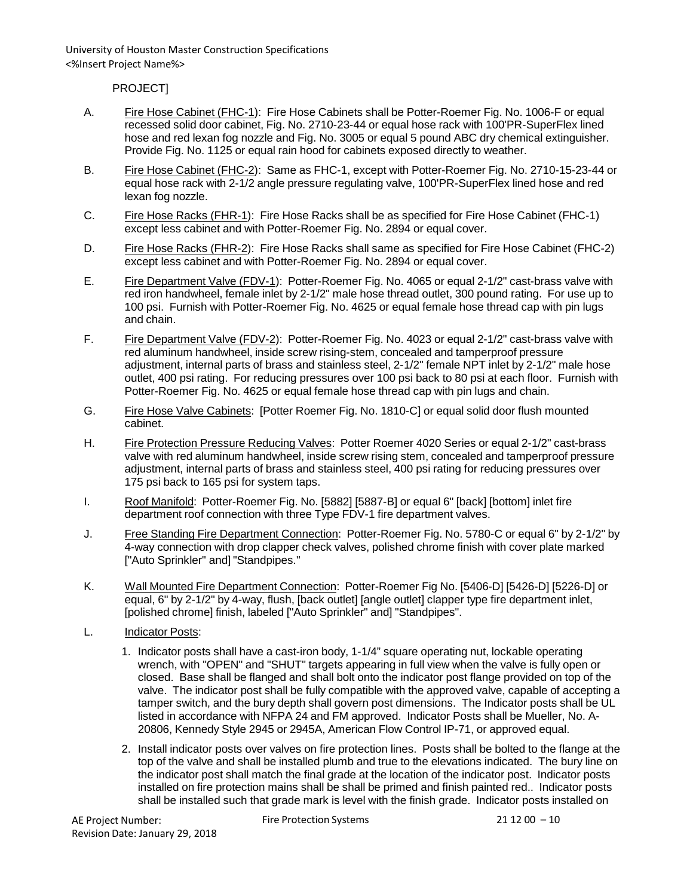PROJECT]

A. Fire Hose Cabinet (FHC-1): Fire Hose Cabinets shall be Potter-Roemer Fig. No. 1006-F or equal recessed solid door cabinet, Fig. No. 2710-23-44 or equal hose rack with 100'PR-SuperFlex lined hose and red lexan fog nozzle and Fig. No. 3005 or equal 5 pound ABC dry chemical extinguisher. Provide Fig. No. 1125 or equal rain hood for cabinets exposed directly to weather.

B. Fire Hose Cabinet (FHC-2): Same as FHC-1, except with Potter-Roemer Fig. No. 2710-15-23-44 or equal hose rack with 2-1/2 angle pressure regulating valve, 100'PR-SuperFlex lined hose and red lexan fog nozzle.

C. Fire Hose Racks (FHR-1): Fire Hose Racks shall be as specified for Fire Hose Cabinet (FHC-1) except less cabinet and with Potter-Roemer Fig. No. 2894 or equal cover.

D. Fire Hose Racks (FHR-2): Fire Hose Racks shall same as specified for Fire Hose Cabinet (FHC-2) except less cabinet and with Potter-Roemer Fig. No. 2894 or equal cover.

E. Fire Department Valve (FDV-1): Potter-Roemer Fig. No. 4065 or equal 2-1/2" cast-brass valve with red iron handwheel, female inlet by 2-1/2" male hose thread outlet, 300 pound rating. For use up to 100 psi. Furnish with Potter-Roemer Fig. No. 4625 or equal female hose thread cap with pin lugs and chain.

F. Fire Department Valve (FDV-2): Potter-Roemer Fig. No. 4023 or equal 2-1/2" cast-brass valve with red aluminum handwheel, inside screw rising-stem, concealed and tamperproof pressure adjustment, internal parts of brass and stainless steel, 2-1/2" female NPT inlet by 2-1/2" male hose outlet, 400 psi rating. For reducing pressures over 100 psi back to 80 psi at each floor. Furnish with Potter-Roemer Fig. No. 4625 or equal female hose thread cap with pin lugs and chain.

G. Fire Hose Valve Cabinets: [Potter Roemer Fig. No. 1810-C] or equal solid door flush mounted cabinet.

H. Fire Protection Pressure Reducing Valves: Potter Roemer 4020 Series or equal 2-1/2" cast-brass valve with red aluminum handwheel, inside screw rising stem, concealed and tamperproof pressure adjustment, internal parts of brass and stainless steel, 400 psi rating for reducing pressures over 175 psi back to 165 psi for system taps.

I. Roof Manifold: Potter-Roemer Fig. No. [5882] [5887-B] or equal 6" [back] [bottom] inlet fire department roof connection with three Type FDV-1 fire department valves.

J. Free Standing Fire Department Connection: Potter-Roemer Fig. No. 5780-C or equal 6" by 2-1/2" by 4-way connection with drop clapper check valves, polished chrome finish with cover plate marked ["Auto Sprinkler" and] "Standpipes."

K. Wall Mounted Fire Department Connection: Potter-Roemer Fig No. [5406-D] [5426-D] [5226-D] or equal, 6" by 2-1/2" by 4-way, flush, [back outlet] [angle outlet] clapper type fire department inlet, [polished chrome] finish, labeled ["Auto Sprinkler" and] "Standpipes".

L. Indicator Posts:

1. Indicator posts shall have a cast-iron body, 1-1/4" square operating nut, lockable operating wrench, with "OPEN" and "SHUT" targets appearing in full view when the valve is fully open or closed. Base shall be flanged and shall bolt onto the indicator post flange provided on top of the valve. The indicator post shall be fully compatible with the approved valve, capable of accepting a tamper switch, and the bury depth shall govern post dimensions. The Indicator posts shall be UL listed in accordance with NFPA 24 and FM approved. Indicator Posts shall be Mueller, No. A-20806, Kennedy Style 2945 or 2945A, American Flow Control IP-71, or approved equal.

2. Install indicator posts over valves on fire protection lines. Posts shall be bolted to the flange at the top of the valve and shall be installed plumb and true to the elevations indicated. The bury line on the indicator post shall match the final grade at the location of the indicator post. Indicator posts installed on fire protection mains shall be shall be primed and finish painted red.. Indicator posts shall be installed such that grade mark is level with the finish grade. Indicator posts installed on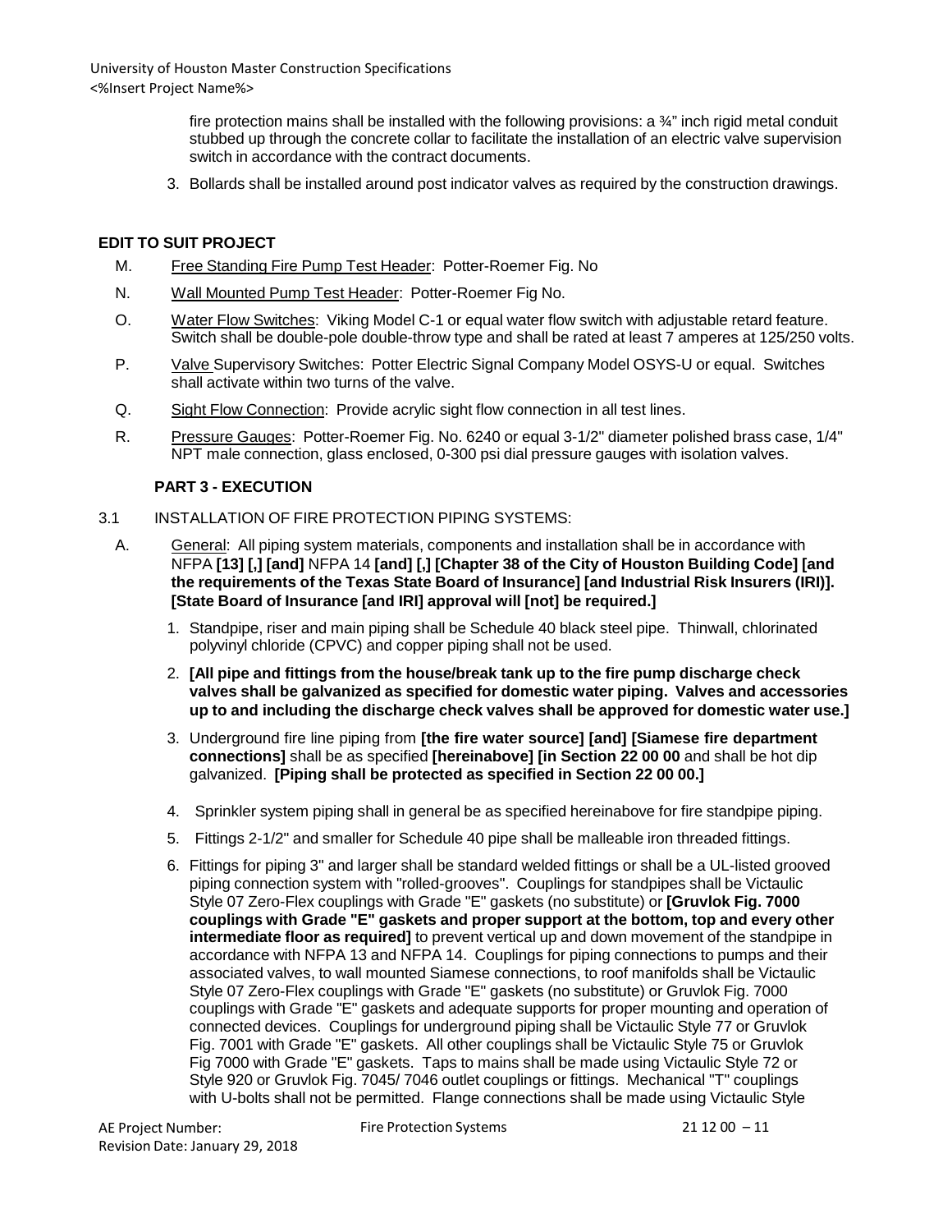fire protection mains shall be installed with the following provisions: a ¾" inch rigid metal conduit stubbed up through the concrete collar to facilitate the installation of an electric valve supervision switch in accordance with the contract documents.

3. Bollards shall be installed around post indicator valves as required by the construction drawings.

**EDIT TO SUIT PROJECT**

M. Free Standing Fire Pump Test Header: Potter-Roemer Fig. No

N. Wall Mounted Pump Test Header: Potter-Roemer Fig No.

O. Water Flow Switches: Viking Model C-1 or equal water flow switch with adjustable retard feature. Switch shall be double-pole double-throw type and shall be rated at least 7 amperes at 125/250 volts.

P. Valve Supervisory Switches: Potter Electric Signal Company Model OSYS-U or equal. Switches shall activate within two turns of the valve.

Q. Sight Flow Connection: Provide acrylic sight flow connection in all test lines.

R. Pressure Gauges: Potter-Roemer Fig. No. 6240 or equal 3-1/2" diameter polished brass case, 1/4" NPT male connection, glass enclosed, 0-300 psi dial pressure gauges with isolation valves.

## PART 3 - EXECUTION

3.1 INSTALLATION OF FIRE PROTECTION PIPING SYSTEMS:

A. General: All piping system materials, components and installation shall be in accordance with NFPA **[13] [,] [and]** NFPA 14 **[and] [,] [Chapter 38 of the City of Houston Building Code] [and the requirements of the Texas State Board of Insurance] [and Industrial Risk Insurers (IRI)]. [State Board of Insurance [and IRI] approval will [not] be required.]**

1. Standpipe, riser and main piping shall be Schedule 40 black steel pipe. Thinwall, chlorinated polyvinyl chloride (CPVC) and copper piping shall not be used.

2. **[All pipe and fittings from the house/break tank up to the fire pump discharge check valves shall be galvanized as specified for domestic water piping. Valves and accessories up to and including the discharge check valves shall be approved for domestic water use.]**

3. Underground fire line piping from **[the fire water source] [and] [Siamese fire department connections]** shall be as specified **[hereinabove] [in Section 22 00 00** and shall be hot dip galvanized. **[Piping shall be protected as specified in Section 22 00 00.]**

4. Sprinkler system piping shall in general be as specified hereinabove for fire standpipe piping.

5. Fittings 2-1/2" and smaller for Schedule 40 pipe shall be malleable iron threaded fittings.

6. Fittings for piping 3" and larger shall be standard welded fittings or shall be a UL-listed grooved piping connection system with "rolled-grooves". Couplings for standpipes shall be Victaulic Style 07 Zero-Flex couplings with Grade "E" gaskets (no substitute) or **[Gruvlok Fig. 7000 couplings with Grade "E" gaskets and proper support at the bottom, top and every other intermediate floor as required]** to prevent vertical up and down movement of the standpipe in accordance with NFPA 13 and NFPA 14. Couplings for piping connections to pumps and their associated valves, to wall mounted Siamese connections, to roof manifolds shall be Victaulic Style 07 Zero-Flex couplings with Grade "E" gaskets (no substitute) or Gruvlok Fig. 7000 couplings with Grade "E" gaskets and adequate supports for proper mounting and operation of connected devices. Couplings for underground piping shall be Victaulic Style 77 or Gruvlok Fig. 7001 with Grade "E" gaskets. All other couplings shall be Victaulic Style 75 or Gruvlok Fig 7000 with Grade "E" gaskets. Taps to mains shall be made using Victaulic Style 72 or Style 920 or Gruvlok Fig. 7045/ 7046 outlet couplings or fittings. Mechanical "T" couplings with U-bolts shall not be permitted. Flange connections shall be made using Victaulic Style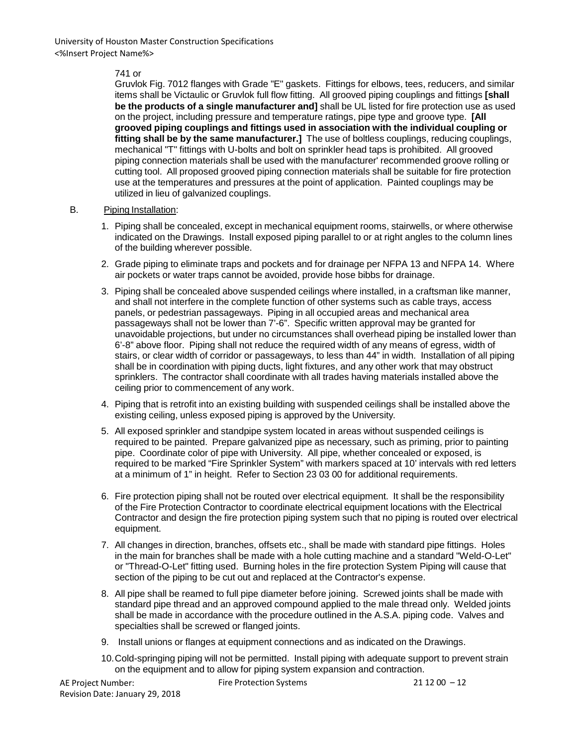741 or
Gruvlok Fig. 7012 flanges with Grade "E" gaskets. Fittings for elbows, tees, reducers, and similar items shall be Victaulic or Gruvlok full flow fitting. All grooved piping couplings and fittings **[shall be the products of a single manufacturer and]** shall be UL listed for fire protection use as used on the project, including pressure and temperature ratings, pipe type and groove type. **[All grooved piping couplings and fittings used in association with the individual coupling or fitting shall be by the same manufacturer.]** The use of boltless couplings, reducing couplings, mechanical "T" fittings with U-bolts and bolt on sprinkler head taps is prohibited. All grooved piping connection materials shall be used with the manufacturer' recommended groove rolling or cutting tool. All proposed grooved piping connection materials shall be suitable for fire protection use at the temperatures and pressures at the point of application. Painted couplings may be utilized in lieu of galvanized couplings.

B. Piping Installation:

1. Piping shall be concealed, except in mechanical equipment rooms, stairwells, or where otherwise indicated on the Drawings. Install exposed piping parallel to or at right angles to the column lines of the building wherever possible.
2. Grade piping to eliminate traps and pockets and for drainage per NFPA 13 and NFPA 14. Where air pockets or water traps cannot be avoided, provide hose bibbs for drainage.
3. Piping shall be concealed above suspended ceilings where installed, in a craftsman like manner, and shall not interfere in the complete function of other systems such as cable trays, access panels, or pedestrian passageways. Piping in all occupied areas and mechanical area passageways shall not be lower than 7'-6". Specific written approval may be granted for unavoidable projections, but under no circumstances shall overhead piping be installed lower than 6'-8" above floor. Piping shall not reduce the required width of any means of egress, width of stairs, or clear width of corridor or passageways, to less than 44" in width. Installation of all piping shall be in coordination with piping ducts, light fixtures, and any other work that may obstruct sprinklers. The contractor shall coordinate with all trades having materials installed above the ceiling prior to commencement of any work.
4. Piping that is retrofit into an existing building with suspended ceilings shall be installed above the existing ceiling, unless exposed piping is approved by the University.
5. All exposed sprinkler and standpipe system located in areas without suspended ceilings is required to be painted. Prepare galvanized pipe as necessary, such as priming, prior to painting pipe. Coordinate color of pipe with University. All pipe, whether concealed or exposed, is required to be marked "Fire Sprinkler System" with markers spaced at 10' intervals with red letters at a minimum of 1" in height. Refer to Section 23 03 00 for additional requirements.
6. Fire protection piping shall not be routed over electrical equipment. It shall be the responsibility of the Fire Protection Contractor to coordinate electrical equipment locations with the Electrical Contractor and design the fire protection piping system such that no piping is routed over electrical equipment.
7. All changes in direction, branches, offsets etc., shall be made with standard pipe fittings. Holes in the main for branches shall be made with a hole cutting machine and a standard "Weld-O-Let" or "Thread-O-Let" fitting used. Burning holes in the fire protection System Piping will cause that section of the piping to be cut out and replaced at the Contractor's expense.
8. All pipe shall be reamed to full pipe diameter before joining. Screwed joints shall be made with standard pipe thread and an approved compound applied to the male thread only. Welded joints shall be made in accordance with the procedure outlined in the A.S.A. piping code. Valves and specialties shall be screwed or flanged joints.
9. Install unions or flanges at equipment connections and as indicated on the Drawings.
10. Cold-springing piping will not be permitted. Install piping with adequate support to prevent strain on the equipment and to allow for piping system expansion and contraction.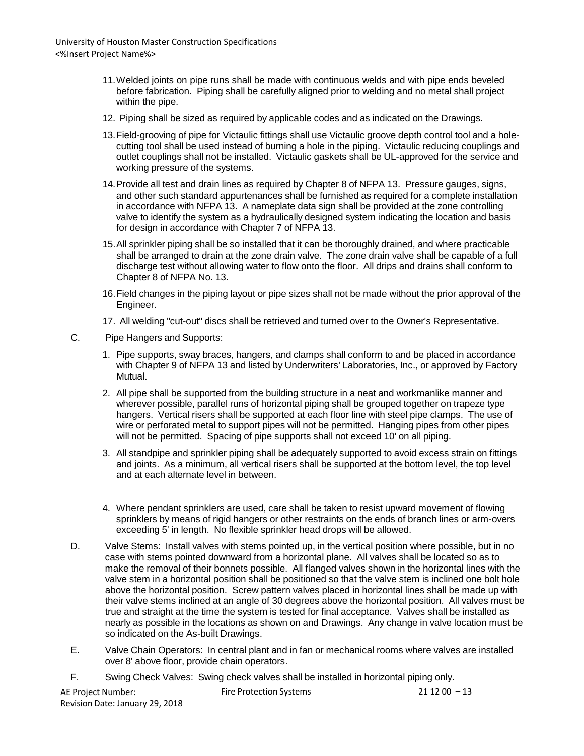11. Welded joints on pipe runs shall be made with continuous welds and with pipe ends beveled before fabrication. Piping shall be carefully aligned prior to welding and no metal shall project within the pipe.

12. Piping shall be sized as required by applicable codes and as indicated on the Drawings.

13. Field-grooving of pipe for Victaulic fittings shall use Victaulic groove depth control tool and a hole-cutting tool shall be used instead of burning a hole in the piping. Victaulic reducing couplings and outlet couplings shall not be installed. Victaulic gaskets shall be UL-approved for the service and working pressure of the systems.

14. Provide all test and drain lines as required by Chapter 8 of NFPA 13. Pressure gauges, signs, and other such standard appurtenances shall be furnished as required for a complete installation in accordance with NFPA 13. A nameplate data sign shall be provided at the zone controlling valve to identify the system as a hydraulically designed system indicating the location and basis for design in accordance with Chapter 7 of NFPA 13.

15. All sprinkler piping shall be so installed that it can be thoroughly drained, and where practicable shall be arranged to drain at the zone drain valve. The zone drain valve shall be capable of a full discharge test without allowing water to flow onto the floor. All drips and drains shall conform to Chapter 8 of NFPA No. 13.

16. Field changes in the piping layout or pipe sizes shall not be made without the prior approval of the Engineer.

17. All welding "cut-out" discs shall be retrieved and turned over to the Owner's Representative.

C. Pipe Hangers and Supports:

1. Pipe supports, sway braces, hangers, and clamps shall conform to and be placed in accordance with Chapter 9 of NFPA 13 and listed by Underwriters' Laboratories, Inc., or approved by Factory Mutual.

2. All pipe shall be supported from the building structure in a neat and workmanlike manner and wherever possible, parallel runs of horizontal piping shall be grouped together on trapeze type hangers. Vertical risers shall be supported at each floor line with steel pipe clamps. The use of wire or perforated metal to support pipes will not be permitted. Hanging pipes from other pipes will not be permitted. Spacing of pipe supports shall not exceed 10' on all piping.

3. All standpipe and sprinkler piping shall be adequately supported to avoid excess strain on fittings and joints. As a minimum, all vertical risers shall be supported at the bottom level, the top level and at each alternate level in between.

4. Where pendant sprinklers are used, care shall be taken to resist upward movement of flowing sprinklers by means of rigid hangers or other restraints on the ends of branch lines or arm-overs exceeding 5' in length. No flexible sprinkler head drops will be allowed.

D. Valve Stems: Install valves with stems pointed up, in the vertical position where possible, but in no case with stems pointed downward from a horizontal plane. All valves shall be located so as to make the removal of their bonnets possible. All flanged valves shown in the horizontal lines with the valve stem in a horizontal position shall be positioned so that the valve stem is inclined one bolt hole above the horizontal position. Screw pattern valves placed in horizontal lines shall be made up with their valve stems inclined at an angle of 30 degrees above the horizontal position. All valves must be true and straight at the time the system is tested for final acceptance. Valves shall be installed as nearly as possible in the locations as shown on and Drawings. Any change in valve location must be so indicated on the As-built Drawings.

E. Valve Chain Operators: In central plant and in fan or mechanical rooms where valves are installed over 8' above floor, provide chain operators.

F. Swing Check Valves: Swing check valves shall be installed in horizontal piping only.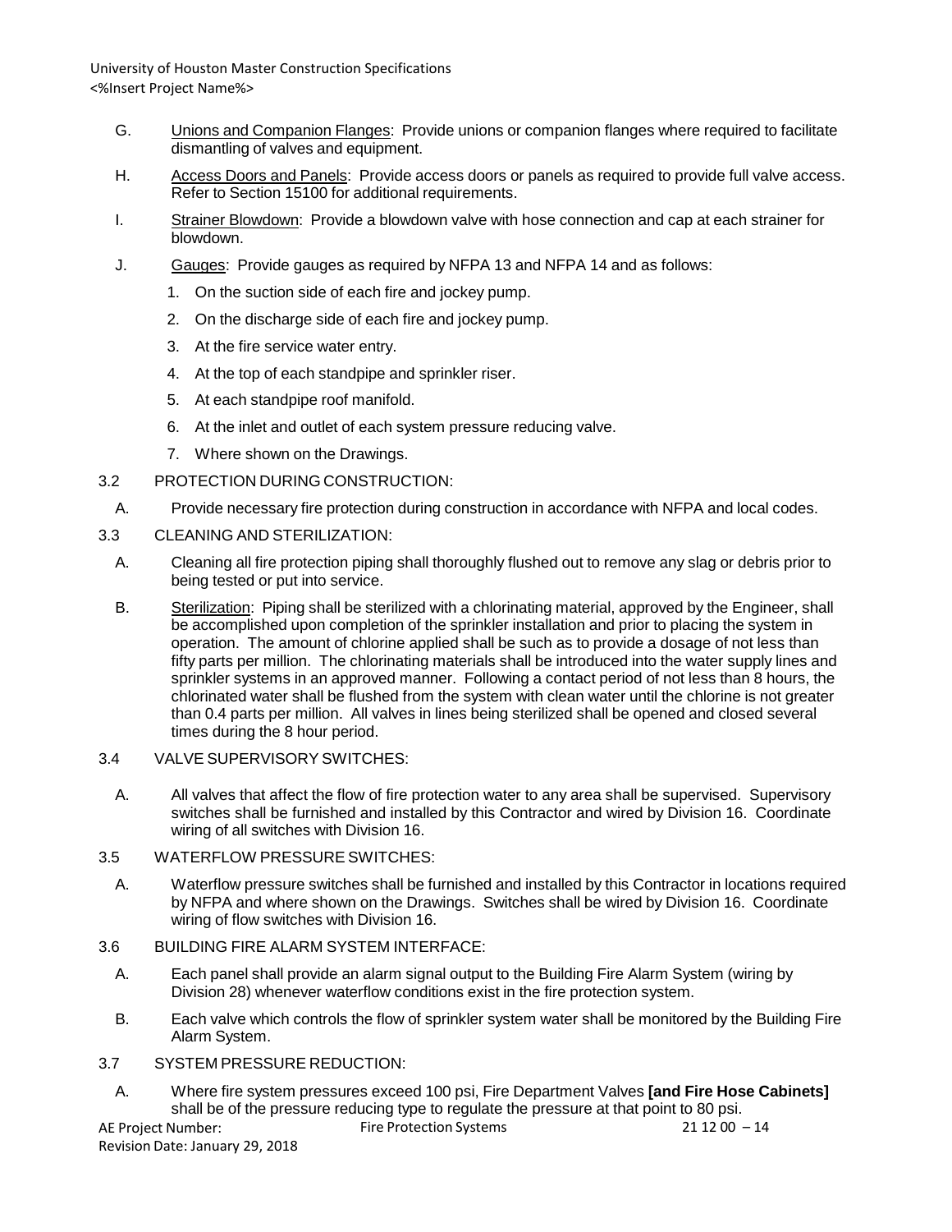G. Unions and Companion Flanges: Provide unions or companion flanges where required to facilitate dismantling of valves and equipment.

H. Access Doors and Panels: Provide access doors or panels as required to provide full valve access. Refer to Section 15100 for additional requirements.

I. Strainer Blowdown: Provide a blowdown valve with hose connection and cap at each strainer for blowdown.

J. Gauges: Provide gauges as required by NFPA 13 and NFPA 14 and as follows:

1. On the suction side of each fire and jockey pump.
2. On the discharge side of each fire and jockey pump.
3. At the fire service water entry.
4. At the top of each standpipe and sprinkler riser.
5. At each standpipe roof manifold.
6. At the inlet and outlet of each system pressure reducing valve.
7. Where shown on the Drawings.

3.2 PROTECTION DURING CONSTRUCTION:

A. Provide necessary fire protection during construction in accordance with NFPA and local codes.

3.3 CLEANING AND STERILIZATION:

A. Cleaning all fire protection piping shall thoroughly flushed out to remove any slag or debris prior to being tested or put into service.

B. Sterilization: Piping shall be sterilized with a chlorinating material, approved by the Engineer, shall be accomplished upon completion of the sprinkler installation and prior to placing the system in operation. The amount of chlorine applied shall be such as to provide a dosage of not less than fifty parts per million. The chlorinating materials shall be introduced into the water supply lines and sprinkler systems in an approved manner. Following a contact period of not less than 8 hours, the chlorinated water shall be flushed from the system with clean water until the chlorine is not greater than 0.4 parts per million. All valves in lines being sterilized shall be opened and closed several times during the 8 hour period.

3.4 VALVE SUPERVISORY SWITCHES:

A. All valves that affect the flow of fire protection water to any area shall be supervised. Supervisory switches shall be furnished and installed by this Contractor and wired by Division 16. Coordinate wiring of all switches with Division 16.

3.5 WATERFLOW PRESSURE SWITCHES:

A. Waterflow pressure switches shall be furnished and installed by this Contractor in locations required by NFPA and where shown on the Drawings. Switches shall be wired by Division 16. Coordinate wiring of flow switches with Division 16.

3.6 BUILDING FIRE ALARM SYSTEM INTERFACE:

A. Each panel shall provide an alarm signal output to the Building Fire Alarm System (wiring by Division 28) whenever waterflow conditions exist in the fire protection system.

B. Each valve which controls the flow of sprinkler system water shall be monitored by the Building Fire Alarm System.

3.7 SYSTEM PRESSURE REDUCTION:

A. Where fire system pressures exceed 100 psi, Fire Department Valves **[and Fire Hose Cabinets]** shall be of the pressure reducing type to regulate the pressure at that point to 80 psi.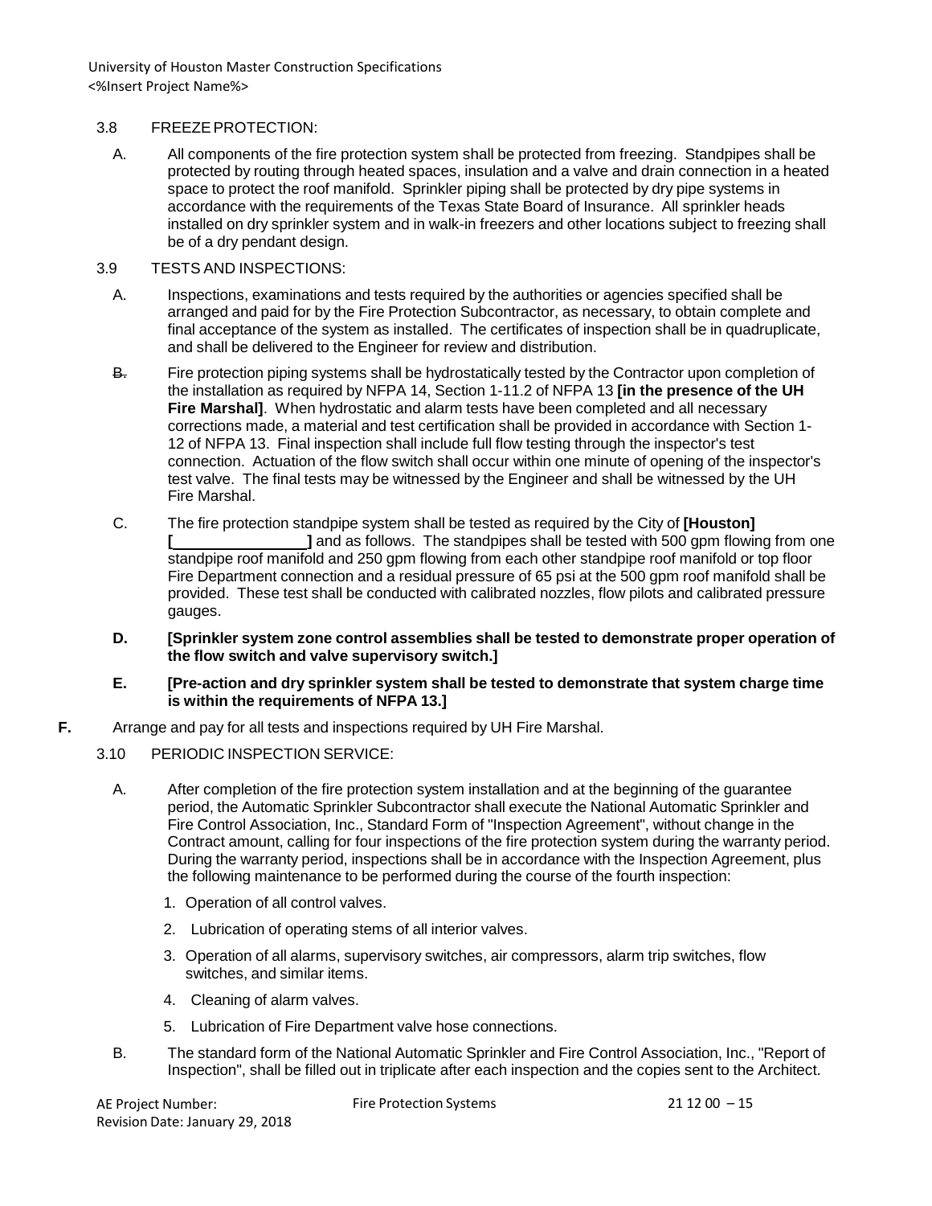3.8 FREEZE PROTECTION:

A. All components of the fire protection system shall be protected from freezing. Standpipes shall be protected by routing through heated spaces, insulation and a valve and drain connection in a heated space to protect the roof manifold. Sprinkler piping shall be protected by dry pipe systems in accordance with the requirements of the Texas State Board of Insurance. All sprinkler heads installed on dry sprinkler system and in walk-in freezers and other locations subject to freezing shall be of a dry pendant design.

3.9 TESTS AND INSPECTIONS:

A. Inspections, examinations and tests required by the authorities or agencies specified shall be arranged and paid for by the Fire Protection Subcontractor, as necessary, to obtain complete and final acceptance of the system as installed. The certificates of inspection shall be in quadruplicate, and shall be delivered to the Engineer for review and distribution.

B. Fire protection piping systems shall be hydrostatically tested by the Contractor upon completion of the installation as required by NFPA 14, Section 1-11.2 of NFPA 13 **[in the presence of the UH Fire Marshal]**. When hydrostatic and alarm tests have been completed and all necessary corrections made, a material and test certification shall be provided in accordance with Section 1-12 of NFPA 13. Final inspection shall include full flow testing through the inspector's test connection. Actuation of the flow switch shall occur within one minute of opening of the inspector's test valve. The final tests may be witnessed by the Engineer and shall be witnessed by the UH Fire Marshal.

C. The fire protection standpipe system shall be tested as required by the City of **[Houston]** **[\_\_\_\_\_\_\_\_\_\_\_\_\_\_\_\_]** and as follows. The standpipes shall be tested with 500 gpm flowing from one standpipe roof manifold and 250 gpm flowing from each other standpipe roof manifold or top floor Fire Department connection and a residual pressure of 65 psi at the 500 gpm roof manifold shall be provided. These test shall be conducted with calibrated nozzles, flow pilots and calibrated pressure gauges.

**D. [Sprinkler system zone control assemblies shall be tested to demonstrate proper operation of the flow switch and valve supervisory switch.]**

**E. [Pre-action and dry sprinkler system shall be tested to demonstrate that system charge time is within the requirements of NFPA 13.]**

**F.** Arrange and pay for all tests and inspections required by UH Fire Marshal.

3.10 PERIODIC INSPECTION SERVICE:

A. After completion of the fire protection system installation and at the beginning of the guarantee period, the Automatic Sprinkler Subcontractor shall execute the National Automatic Sprinkler and Fire Control Association, Inc., Standard Form of "Inspection Agreement", without change in the Contract amount, calling for four inspections of the fire protection system during the warranty period. During the warranty period, inspections shall be in accordance with the Inspection Agreement, plus the following maintenance to be performed during the course of the fourth inspection:

1. Operation of all control valves.
2. Lubrication of operating stems of all interior valves.
3. Operation of all alarms, supervisory switches, air compressors, alarm trip switches, flow switches, and similar items.
4. Cleaning of alarm valves.
5. Lubrication of Fire Department valve hose connections.

B. The standard form of the National Automatic Sprinkler and Fire Control Association, Inc., "Report of Inspection", shall be filled out in triplicate after each inspection and the copies sent to the Architect.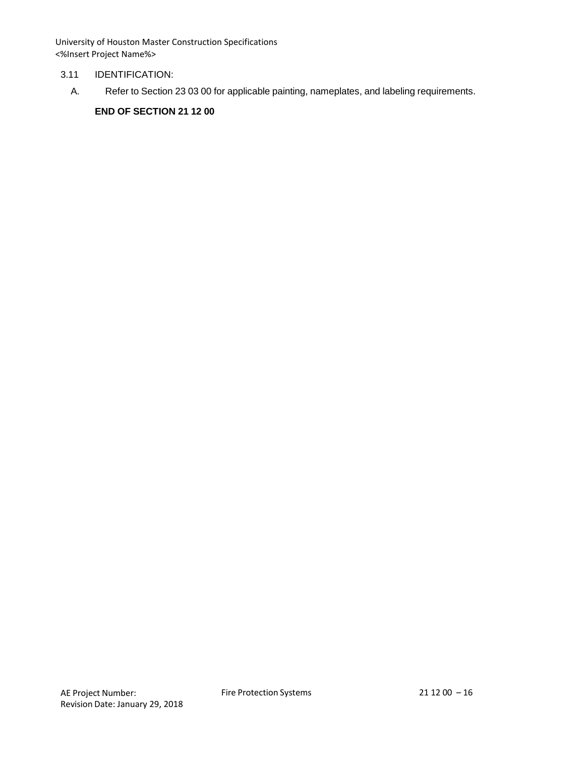3.11 IDENTIFICATION:

A. Refer to Section 23 03 00 for applicable painting, nameplates, and labeling requirements.

**END OF SECTION 21 12 00**